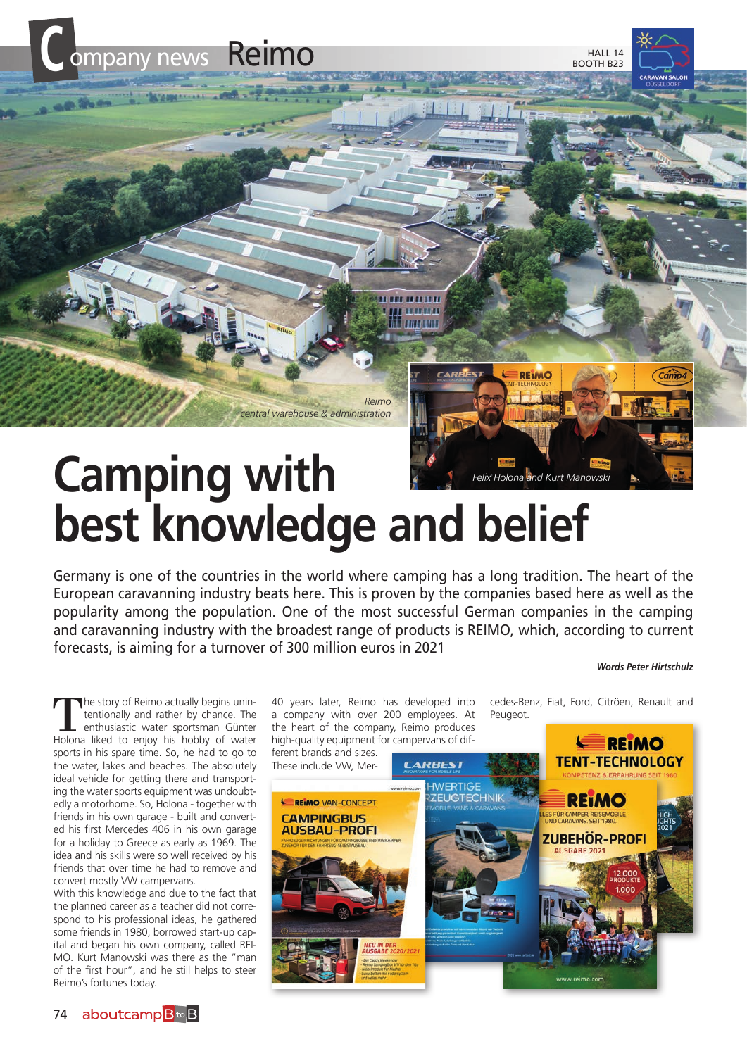# Company news Reimo

HALL 14
BOOTH B23

*Reimo central warehouse & administration*

*Felix Holona and Kurt Manowski*

# Camping with best knowledge and belief

Germany is one of the countries in the world where camping has a long tradition. The heart of the European caravanning industry beats here. This is proven by the companies based here as well as the popularity among the population. One of the most successful German companies in the camping and caravanning industry with the broadest range of products is REIMO, which, according to current forecasts, is aiming for a turnover of 300 million euros in 2021

***Words Peter Hirtschulz***

The story of Reimo actually begins unintentionally and rather by chance. The enthusiastic water sportsman Günter Holona liked to enjoy his hobby of water sports in his spare time. So, he had to go to the water, lakes and beaches. The absolutely ideal vehicle for getting there and transporting the water sports equipment was undoubtedly a motorhome. So, Holona - together with friends in his own garage - built and converted his first Mercedes 406 in his own garage for a holiday to Greece as early as 1969. The idea and his skills were so well received by his friends that over time he had to remove and convert mostly VW campervans.
With this knowledge and due to the fact that the planned career as a teacher did not correspond to his professional ideas, he gathered some friends in 1980, borrowed start-up capital and began his own company, called REIMO. Kurt Manowski was there as the "man of the first hour", and he still helps to steer Reimo's fortunes today.

40 years later, Reimo has developed into a company with over 200 employees. At the heart of the company, Reimo produces high-quality equipment for campervans of different brands and sizes. These include VW, Mercedes-Benz, Fiat, Ford, Citröen, Renault and Peugeot.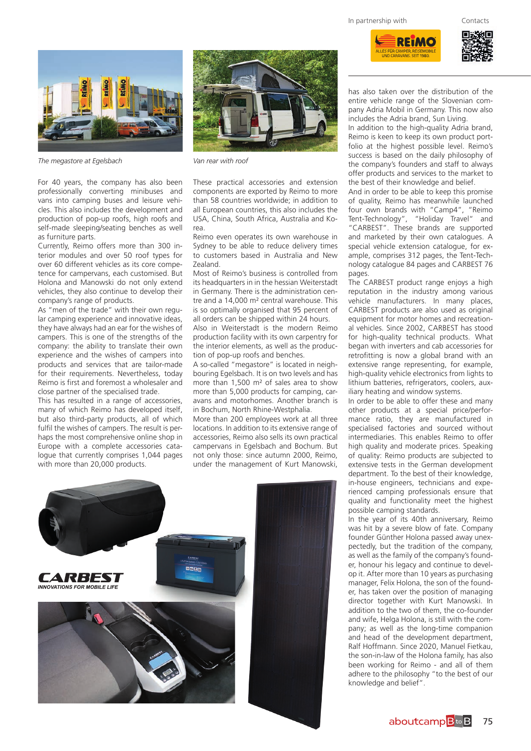In partnership with

Contacts

*The megastore at Egelsbach*

*Van rear with roof*

For 40 years, the company has also been professionally converting minibuses and vans into camping buses and leisure vehicles. This also includes the development and production of pop-up roofs, high roofs and self-made sleeping/seating benches as well as furniture parts.

Currently, Reimo offers more than 300 interior modules and over 50 roof types for over 60 different vehicles as its core competence for campervans, each customised. But Holona and Manowski do not only extend vehicles, they also continue to develop their company's range of products.

As "men of the trade" with their own regular camping experience and innovative ideas, they have always had an ear for the wishes of campers. This is one of the strengths of the company: the ability to translate their own experience and the wishes of campers into products and services that are tailor-made for their requirements. Nevertheless, today Reimo is first and foremost a wholesaler and close partner of the specialised trade.

This has resulted in a range of accessories, many of which Reimo has developed itself, but also third-party products, all of which fulfil the wishes of campers. The result is perhaps the most comprehensive online shop in Europe with a complete accessories catalogue that currently comprises 1,044 pages with more than 20,000 products.

These practical accessories and extension components are exported by Reimo to more than 58 countries worldwide; in addition to all European countries, this also includes the USA, China, South Africa, Australia and Korea.

Reimo even operates its own warehouse in Sydney to be able to reduce delivery times to customers based in Australia and New Zealand.

Most of Reimo's business is controlled from its headquarters in the hessian Weiterstadt in Germany. There is the administration centre and a 14,000 m² central warehouse. This is so optimally organised that 95 percent of all orders can be shipped within 24 hours.

Also in Weiterstadt is the modern Reimo production facility with its own carpentry for the interior elements, as well as the production of pop-up roofs and benches.

A so-called "megastore" is located in neighbouring Egelsbach. It is on two levels and has more than 1,500 m² of sales area to show more than 5,000 products for camping, caravans and motorhomes. Another branch is in Bochum, North Rhine-Westphalia.

More than 200 employees work at all three locations. In addition to its extensive range of accessories, Reimo also sells its own practical campervans in Egelsbach and Bochum. But not only those: since autumn 2000, Reimo, under the management of Kurt Manowski, has also taken over the distribution of the entire vehicle range of the Slovenian company Adria Mobil in Germany. This now also includes the Adria brand, Sun Living.

In addition to the high-quality Adria brand, Reimo is keen to keep its own product portfolio at the highest possible level. Reimo's success is based on the daily philosophy of the company's founders and staff to always offer products and services to the market to the best of their knowledge and belief.

And in order to be able to keep this promise of quality, Reimo has meanwhile launched four own brands with "Camp4", "Reimo Tent-Technology", "Holiday Travel" and "CARBEST". These brands are supported and marketed by their own catalogues. A special vehicle extension catalogue, for example, comprises 312 pages, the Tent-Technology catalogue 84 pages and CARBEST 76 pages.

The CARBEST product range enjoys a high reputation in the industry among various vehicle manufacturers. In many places, CARBEST products are also used as original equipment for motor homes and recreational vehicles. Since 2002, CARBEST has stood for high-quality technical products. What began with inverters and cab accessories for retrofitting is now a global brand with an extensive range representing, for example, high-quality vehicle electronics from lights to lithium batteries, refrigerators, coolers, auxiliary heating and window systems.

In order to be able to offer these and many other products at a special price/performance ratio, they are manufactured in specialised factories and sourced without intermediaries. This enables Reimo to offer high quality and moderate prices. Speaking of quality: Reimo products are subjected to extensive tests in the German development department. To the best of their knowledge, in-house engineers, technicians and experienced camping professionals ensure that quality and functionality meet the highest possible camping standards.

In the year of its 40th anniversary, Reimo was hit by a severe blow of fate. Company founder Günther Holona passed away unexpectedly, but the tradition of the company, as well as the family of the company's founder, honour his legacy and continue to develop it. After more than 10 years as purchasing manager, Felix Holona, the son of the founder, has taken over the position of managing director together with Kurt Manowski. In addition to the two of them, the co-founder and wife, Helga Holona, is still with the company; as well as the long-time companion and head of the development department, Ralf Hoffmann. Since 2020, Manuel Fietkau, the son-in-law of the Holona family, has also been working for Reimo - and all of them adhere to the philosophy "to the best of our knowledge and belief".